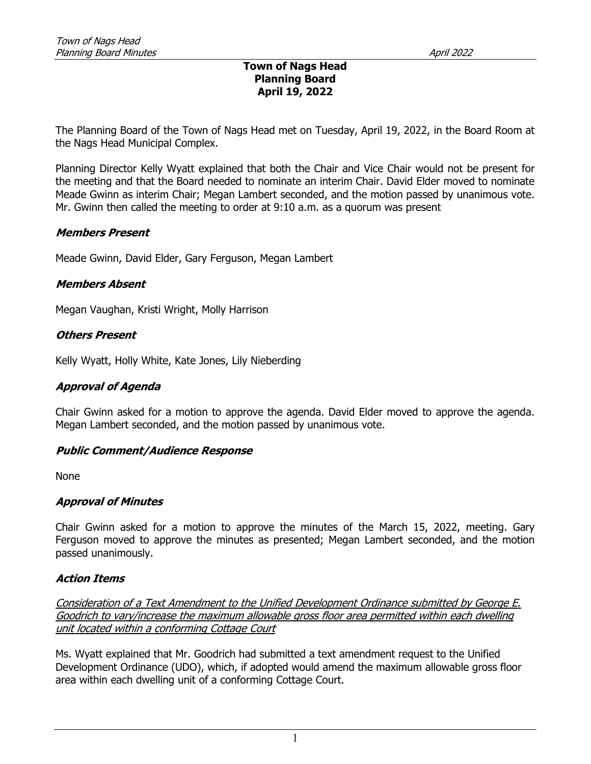# Town of Nags Head
## Planning Board
## April 19, 2022

The Planning Board of the Town of Nags Head met on Tuesday, April 19, 2022, in the Board Room at the Nags Head Municipal Complex.

Planning Director Kelly Wyatt explained that both the Chair and Vice Chair would not be present for the meeting and that the Board needed to nominate an interim Chair. David Elder moved to nominate Meade Gwinn as interim Chair; Megan Lambert seconded, and the motion passed by unanimous vote. Mr. Gwinn then called the meeting to order at 9:10 a.m. as a quorum was present

### *Members Present*

Meade Gwinn, David Elder, Gary Ferguson, Megan Lambert

### *Members Absent*

Megan Vaughan, Kristi Wright, Molly Harrison

### *Others Present*

Kelly Wyatt, Holly White, Kate Jones, Lily Nieberding

### *Approval of Agenda*

Chair Gwinn asked for a motion to approve the agenda. David Elder moved to approve the agenda. Megan Lambert seconded, and the motion passed by unanimous vote.

### *Public Comment/Audience Response*

None

### *Approval of Minutes*

Chair Gwinn asked for a motion to approve the minutes of the March 15, 2022, meeting. Gary Ferguson moved to approve the minutes as presented; Megan Lambert seconded, and the motion passed unanimously.

### *Action Items*

*Consideration of a Text Amendment to the Unified Development Ordinance submitted by George E. Goodrich to vary/increase the maximum allowable gross floor area permitted within each dwelling unit located within a conforming Cottage Court*

Ms. Wyatt explained that Mr. Goodrich had submitted a text amendment request to the Unified Development Ordinance (UDO), which, if adopted would amend the maximum allowable gross floor area within each dwelling unit of a conforming Cottage Court.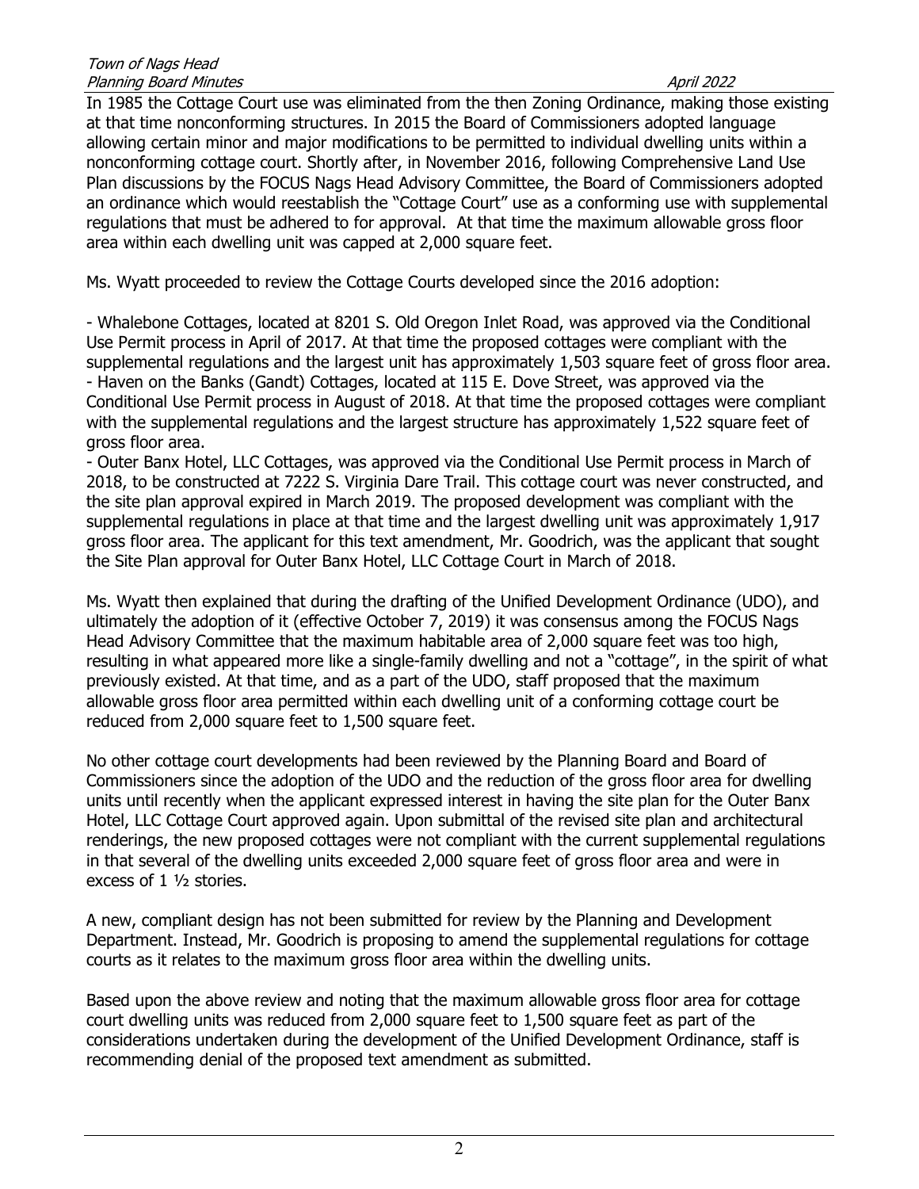In 1985 the Cottage Court use was eliminated from the then Zoning Ordinance, making those existing at that time nonconforming structures. In 2015 the Board of Commissioners adopted language allowing certain minor and major modifications to be permitted to individual dwelling units within a nonconforming cottage court. Shortly after, in November 2016, following Comprehensive Land Use Plan discussions by the FOCUS Nags Head Advisory Committee, the Board of Commissioners adopted an ordinance which would reestablish the "Cottage Court" use as a conforming use with supplemental regulations that must be adhered to for approval. At that time the maximum allowable gross floor area within each dwelling unit was capped at 2,000 square feet.

Ms. Wyatt proceeded to review the Cottage Courts developed since the 2016 adoption:

- Whalebone Cottages, located at 8201 S. Old Oregon Inlet Road, was approved via the Conditional Use Permit process in April of 2017. At that time the proposed cottages were compliant with the supplemental regulations and the largest unit has approximately 1,503 square feet of gross floor area.
- Haven on the Banks (Gandt) Cottages, located at 115 E. Dove Street, was approved via the Conditional Use Permit process in August of 2018. At that time the proposed cottages were compliant with the supplemental regulations and the largest structure has approximately 1,522 square feet of gross floor area.
- Outer Banx Hotel, LLC Cottages, was approved via the Conditional Use Permit process in March of 2018, to be constructed at 7222 S. Virginia Dare Trail. This cottage court was never constructed, and the site plan approval expired in March 2019. The proposed development was compliant with the supplemental regulations in place at that time and the largest dwelling unit was approximately 1,917 gross floor area. The applicant for this text amendment, Mr. Goodrich, was the applicant that sought the Site Plan approval for Outer Banx Hotel, LLC Cottage Court in March of 2018.

Ms. Wyatt then explained that during the drafting of the Unified Development Ordinance (UDO), and ultimately the adoption of it (effective October 7, 2019) it was consensus among the FOCUS Nags Head Advisory Committee that the maximum habitable area of 2,000 square feet was too high, resulting in what appeared more like a single-family dwelling and not a "cottage", in the spirit of what previously existed. At that time, and as a part of the UDO, staff proposed that the maximum allowable gross floor area permitted within each dwelling unit of a conforming cottage court be reduced from 2,000 square feet to 1,500 square feet.

No other cottage court developments had been reviewed by the Planning Board and Board of Commissioners since the adoption of the UDO and the reduction of the gross floor area for dwelling units until recently when the applicant expressed interest in having the site plan for the Outer Banx Hotel, LLC Cottage Court approved again. Upon submittal of the revised site plan and architectural renderings, the new proposed cottages were not compliant with the current supplemental regulations in that several of the dwelling units exceeded 2,000 square feet of gross floor area and were in excess of 1 ½ stories.

A new, compliant design has not been submitted for review by the Planning and Development Department. Instead, Mr. Goodrich is proposing to amend the supplemental regulations for cottage courts as it relates to the maximum gross floor area within the dwelling units.

Based upon the above review and noting that the maximum allowable gross floor area for cottage court dwelling units was reduced from 2,000 square feet to 1,500 square feet as part of the considerations undertaken during the development of the Unified Development Ordinance, staff is recommending denial of the proposed text amendment as submitted.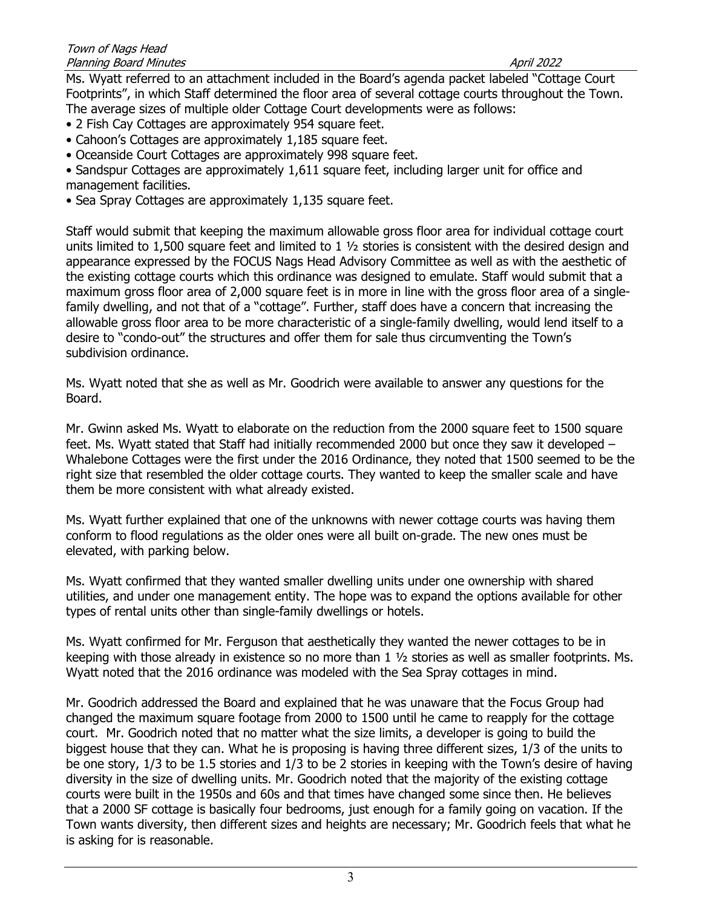Ms. Wyatt referred to an attachment included in the Board's agenda packet labeled "Cottage Court Footprints", in which Staff determined the floor area of several cottage courts throughout the Town. The average sizes of multiple older Cottage Court developments were as follows:

- 2 Fish Cay Cottages are approximately 954 square feet.
- Cahoon's Cottages are approximately 1,185 square feet.
- Oceanside Court Cottages are approximately 998 square feet.
- Sandspur Cottages are approximately 1,611 square feet, including larger unit for office and management facilities.
- Sea Spray Cottages are approximately 1,135 square feet.

Staff would submit that keeping the maximum allowable gross floor area for individual cottage court units limited to 1,500 square feet and limited to 1 ½ stories is consistent with the desired design and appearance expressed by the FOCUS Nags Head Advisory Committee as well as with the aesthetic of the existing cottage courts which this ordinance was designed to emulate. Staff would submit that a maximum gross floor area of 2,000 square feet is in more in line with the gross floor area of a single-family dwelling, and not that of a "cottage". Further, staff does have a concern that increasing the allowable gross floor area to be more characteristic of a single-family dwelling, would lend itself to a desire to "condo-out" the structures and offer them for sale thus circumventing the Town's subdivision ordinance.

Ms. Wyatt noted that she as well as Mr. Goodrich were available to answer any questions for the Board.

Mr. Gwinn asked Ms. Wyatt to elaborate on the reduction from the 2000 square feet to 1500 square feet. Ms. Wyatt stated that Staff had initially recommended 2000 but once they saw it developed – Whalebone Cottages were the first under the 2016 Ordinance, they noted that 1500 seemed to be the right size that resembled the older cottage courts. They wanted to keep the smaller scale and have them be more consistent with what already existed.

Ms. Wyatt further explained that one of the unknowns with newer cottage courts was having them conform to flood regulations as the older ones were all built on-grade. The new ones must be elevated, with parking below.

Ms. Wyatt confirmed that they wanted smaller dwelling units under one ownership with shared utilities, and under one management entity. The hope was to expand the options available for other types of rental units other than single-family dwellings or hotels.

Ms. Wyatt confirmed for Mr. Ferguson that aesthetically they wanted the newer cottages to be in keeping with those already in existence so no more than 1 ½ stories as well as smaller footprints. Ms. Wyatt noted that the 2016 ordinance was modeled with the Sea Spray cottages in mind.

Mr. Goodrich addressed the Board and explained that he was unaware that the Focus Group had changed the maximum square footage from 2000 to 1500 until he came to reapply for the cottage court. Mr. Goodrich noted that no matter what the size limits, a developer is going to build the biggest house that they can. What he is proposing is having three different sizes, 1/3 of the units to be one story, 1/3 to be 1.5 stories and 1/3 to be 2 stories in keeping with the Town's desire of having diversity in the size of dwelling units. Mr. Goodrich noted that the majority of the existing cottage courts were built in the 1950s and 60s and that times have changed some since then. He believes that a 2000 SF cottage is basically four bedrooms, just enough for a family going on vacation. If the Town wants diversity, then different sizes and heights are necessary; Mr. Goodrich feels that what he is asking for is reasonable.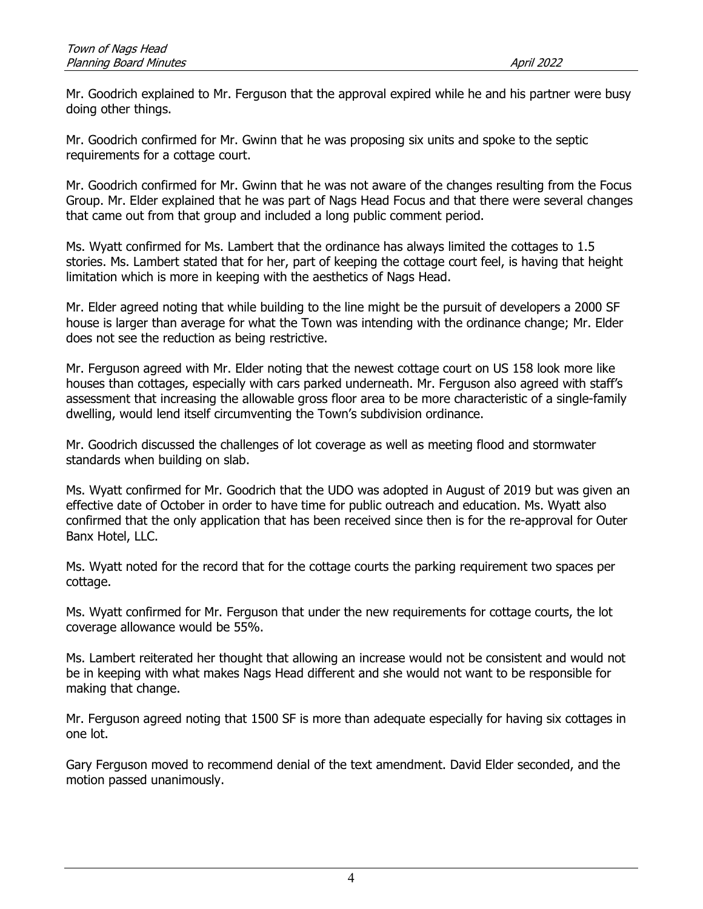Mr. Goodrich explained to Mr. Ferguson that the approval expired while he and his partner were busy doing other things.

Mr. Goodrich confirmed for Mr. Gwinn that he was proposing six units and spoke to the septic requirements for a cottage court.

Mr. Goodrich confirmed for Mr. Gwinn that he was not aware of the changes resulting from the Focus Group. Mr. Elder explained that he was part of Nags Head Focus and that there were several changes that came out from that group and included a long public comment period.

Ms. Wyatt confirmed for Ms. Lambert that the ordinance has always limited the cottages to 1.5 stories. Ms. Lambert stated that for her, part of keeping the cottage court feel, is having that height limitation which is more in keeping with the aesthetics of Nags Head.

Mr. Elder agreed noting that while building to the line might be the pursuit of developers a 2000 SF house is larger than average for what the Town was intending with the ordinance change; Mr. Elder does not see the reduction as being restrictive.

Mr. Ferguson agreed with Mr. Elder noting that the newest cottage court on US 158 look more like houses than cottages, especially with cars parked underneath. Mr. Ferguson also agreed with staff's assessment that increasing the allowable gross floor area to be more characteristic of a single-family dwelling, would lend itself circumventing the Town's subdivision ordinance.

Mr. Goodrich discussed the challenges of lot coverage as well as meeting flood and stormwater standards when building on slab.

Ms. Wyatt confirmed for Mr. Goodrich that the UDO was adopted in August of 2019 but was given an effective date of October in order to have time for public outreach and education. Ms. Wyatt also confirmed that the only application that has been received since then is for the re-approval for Outer Banx Hotel, LLC.

Ms. Wyatt noted for the record that for the cottage courts the parking requirement two spaces per cottage.

Ms. Wyatt confirmed for Mr. Ferguson that under the new requirements for cottage courts, the lot coverage allowance would be 55%.

Ms. Lambert reiterated her thought that allowing an increase would not be consistent and would not be in keeping with what makes Nags Head different and she would not want to be responsible for making that change.

Mr. Ferguson agreed noting that 1500 SF is more than adequate especially for having six cottages in one lot.

Gary Ferguson moved to recommend denial of the text amendment. David Elder seconded, and the motion passed unanimously.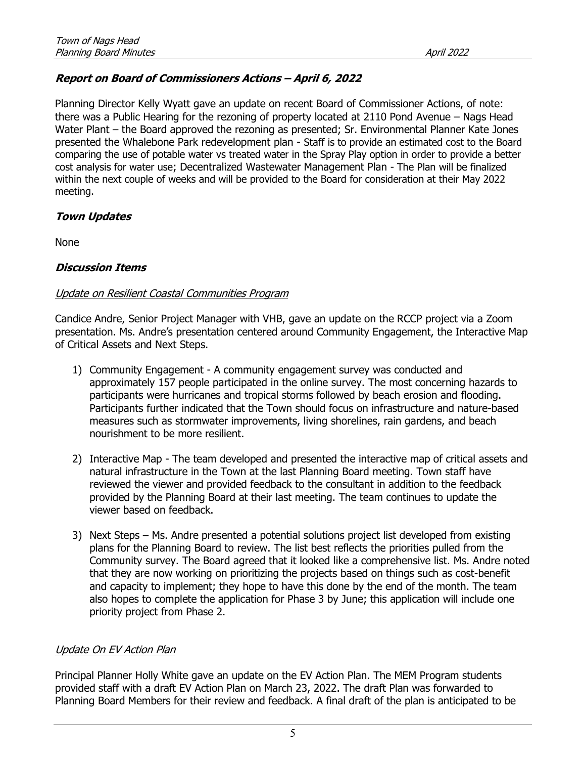### ***Report on Board of Commissioners Actions – April 6, 2022***

Planning Director Kelly Wyatt gave an update on recent Board of Commissioner Actions, of note: there was a Public Hearing for the rezoning of property located at 2110 Pond Avenue – Nags Head Water Plant – the Board approved the rezoning as presented; Sr. Environmental Planner Kate Jones presented the Whalebone Park redevelopment plan - Staff is to provide an estimated cost to the Board comparing the use of potable water vs treated water in the Spray Play option in order to provide a better cost analysis for water use; Decentralized Wastewater Management Plan - The Plan will be finalized within the next couple of weeks and will be provided to the Board for consideration at their May 2022 meeting.

### ***Town Updates***

None

### ***Discussion Items***

*Update on Resilient Coastal Communities Program*

Candice Andre, Senior Project Manager with VHB, gave an update on the RCCP project via a Zoom presentation. Ms. Andre's presentation centered around Community Engagement, the Interactive Map of Critical Assets and Next Steps.

1) Community Engagement - A community engagement survey was conducted and approximately 157 people participated in the online survey. The most concerning hazards to participants were hurricanes and tropical storms followed by beach erosion and flooding. Participants further indicated that the Town should focus on infrastructure and nature-based measures such as stormwater improvements, living shorelines, rain gardens, and beach nourishment to be more resilient.

2) Interactive Map - The team developed and presented the interactive map of critical assets and natural infrastructure in the Town at the last Planning Board meeting. Town staff have reviewed the viewer and provided feedback to the consultant in addition to the feedback provided by the Planning Board at their last meeting. The team continues to update the viewer based on feedback.

3) Next Steps – Ms. Andre presented a potential solutions project list developed from existing plans for the Planning Board to review. The list best reflects the priorities pulled from the Community survey. The Board agreed that it looked like a comprehensive list. Ms. Andre noted that they are now working on prioritizing the projects based on things such as cost-benefit and capacity to implement; they hope to have this done by the end of the month. The team also hopes to complete the application for Phase 3 by June; this application will include one priority project from Phase 2.

*Update On EV Action Plan*

Principal Planner Holly White gave an update on the EV Action Plan. The MEM Program students provided staff with a draft EV Action Plan on March 23, 2022. The draft Plan was forwarded to Planning Board Members for their review and feedback. A final draft of the plan is anticipated to be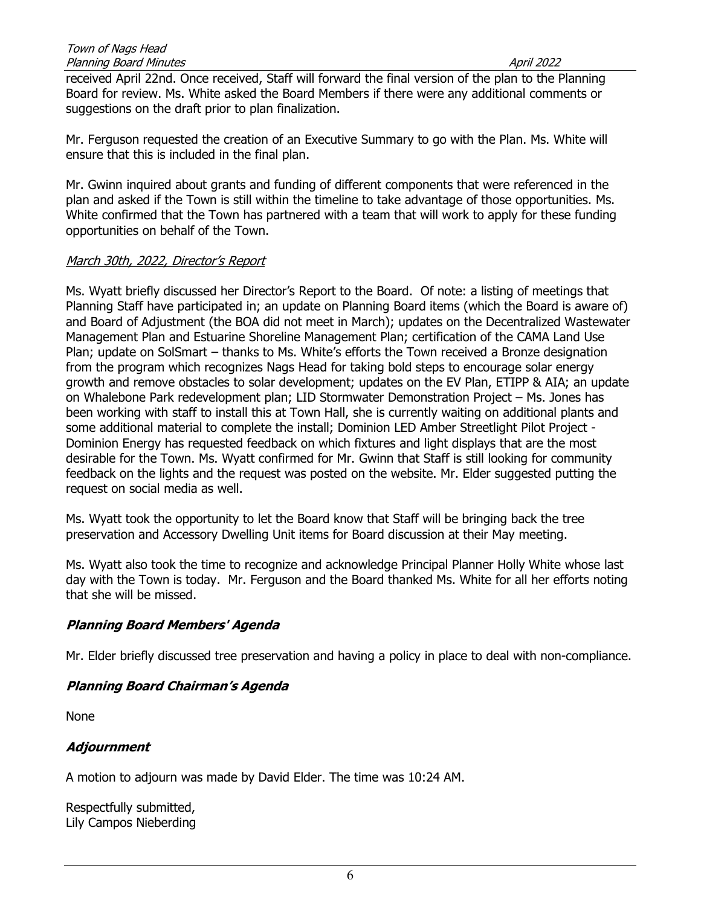received April 22nd. Once received, Staff will forward the final version of the plan to the Planning Board for review. Ms. White asked the Board Members if there were any additional comments or suggestions on the draft prior to plan finalization.

Mr. Ferguson requested the creation of an Executive Summary to go with the Plan. Ms. White will ensure that this is included in the final plan.

Mr. Gwinn inquired about grants and funding of different components that were referenced in the plan and asked if the Town is still within the timeline to take advantage of those opportunities. Ms. White confirmed that the Town has partnered with a team that will work to apply for these funding opportunities on behalf of the Town.

*March 30th, 2022, Director's Report*

Ms. Wyatt briefly discussed her Director's Report to the Board. Of note: a listing of meetings that Planning Staff have participated in; an update on Planning Board items (which the Board is aware of) and Board of Adjustment (the BOA did not meet in March); updates on the Decentralized Wastewater Management Plan and Estuarine Shoreline Management Plan; certification of the CAMA Land Use Plan; update on SolSmart – thanks to Ms. White's efforts the Town received a Bronze designation from the program which recognizes Nags Head for taking bold steps to encourage solar energy growth and remove obstacles to solar development; updates on the EV Plan, ETIPP & AIA; an update on Whalebone Park redevelopment plan; LID Stormwater Demonstration Project – Ms. Jones has been working with staff to install this at Town Hall, she is currently waiting on additional plants and some additional material to complete the install; Dominion LED Amber Streetlight Pilot Project - Dominion Energy has requested feedback on which fixtures and light displays that are the most desirable for the Town. Ms. Wyatt confirmed for Mr. Gwinn that Staff is still looking for community feedback on the lights and the request was posted on the website. Mr. Elder suggested putting the request on social media as well.

Ms. Wyatt took the opportunity to let the Board know that Staff will be bringing back the tree preservation and Accessory Dwelling Unit items for Board discussion at their May meeting.

Ms. Wyatt also took the time to recognize and acknowledge Principal Planner Holly White whose last day with the Town is today. Mr. Ferguson and the Board thanked Ms. White for all her efforts noting that she will be missed.

### ***Planning Board Members' Agenda***

Mr. Elder briefly discussed tree preservation and having a policy in place to deal with non-compliance.

### ***Planning Board Chairman's Agenda***

None

### ***Adjournment***

A motion to adjourn was made by David Elder. The time was 10:24 AM.

Respectfully submitted,
Lily Campos Nieberding